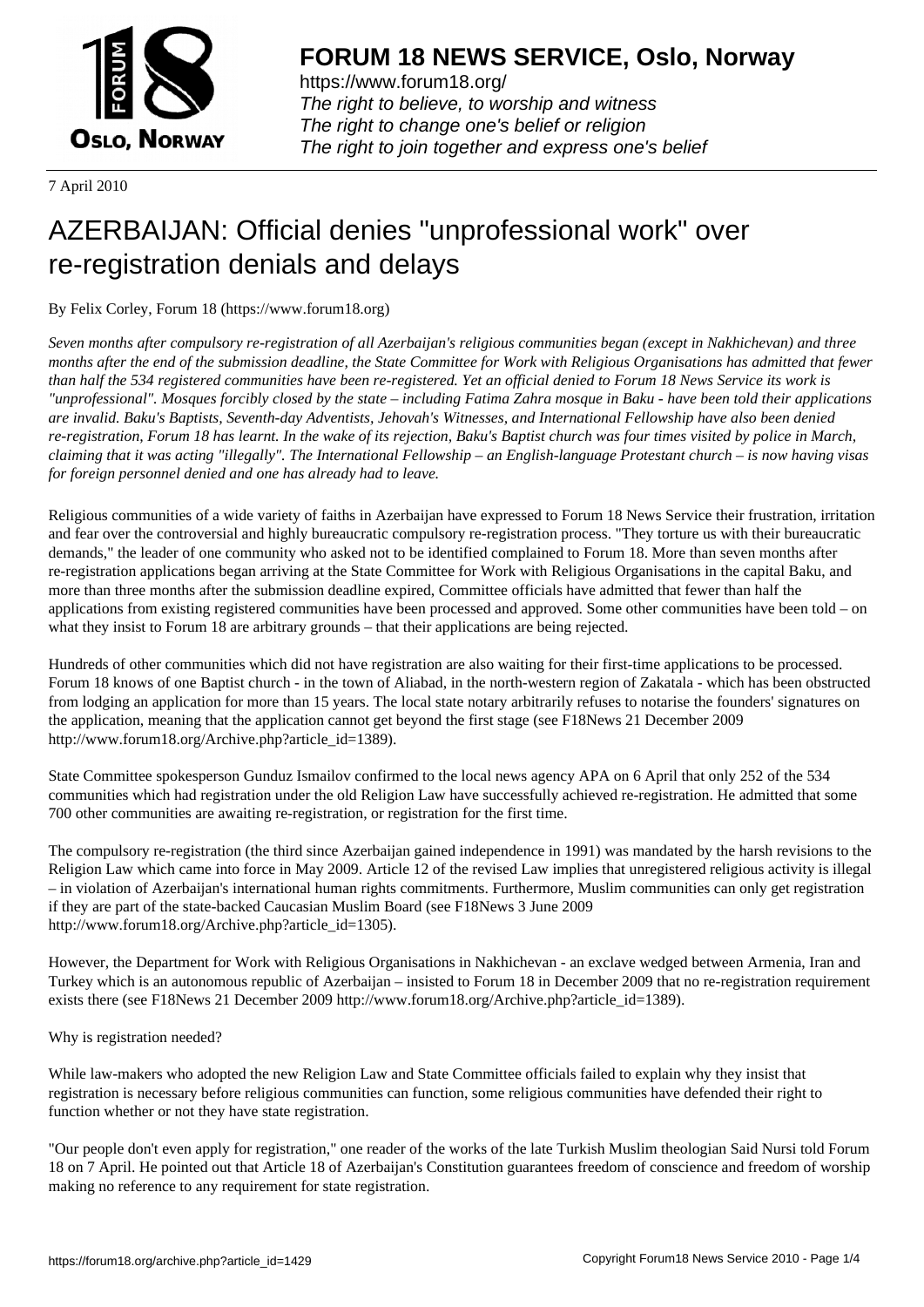# FORUM 18 NEWS SERVICE, Oslo, Norway

https://www.forum18.org/
*The right to believe, to worship and witness*
*The right to change one's belief or religion*
*The right to join together and express one's belief*

7 April 2010

# AZERBAIJAN: Official denies "unprofessional work" over re-registration denials and delays

By Felix Corley, Forum 18 (https://www.forum18.org)

*Seven months after compulsory re-registration of all Azerbaijan's religious communities began (except in Nakhichevan) and three months after the end of the submission deadline, the State Committee for Work with Religious Organisations has admitted that fewer than half the 534 registered communities have been re-registered. Yet an official denied to Forum 18 News Service its work is "unprofessional". Mosques forcibly closed by the state – including Fatima Zahra mosque in Baku - have been told their applications are invalid. Baku's Baptists, Seventh-day Adventists, Jehovah's Witnesses, and International Fellowship have also been denied re-registration, Forum 18 has learnt. In the wake of its rejection, Baku's Baptist church was four times visited by police in March, claiming that it was acting "illegally". The International Fellowship – an English-language Protestant church – is now having visas for foreign personnel denied and one has already had to leave.*

Religious communities of a wide variety of faiths in Azerbaijan have expressed to Forum 18 News Service their frustration, irritation and fear over the controversial and highly bureaucratic compulsory re-registration process. "They torture us with their bureaucratic demands," the leader of one community who asked not to be identified complained to Forum 18. More than seven months after re-registration applications began arriving at the State Committee for Work with Religious Organisations in the capital Baku, and more than three months after the submission deadline expired, Committee officials have admitted that fewer than half the applications from existing registered communities have been processed and approved. Some other communities have been told – on what they insist to Forum 18 are arbitrary grounds – that their applications are being rejected.

Hundreds of other communities which did not have registration are also waiting for their first-time applications to be processed. Forum 18 knows of one Baptist church - in the town of Aliabad, in the north-western region of Zakatala - which has been obstructed from lodging an application for more than 15 years. The local state notary arbitrarily refuses to notarise the founders' signatures on the application, meaning that the application cannot get beyond the first stage (see F18News 21 December 2009 http://www.forum18.org/Archive.php?article_id=1389).

State Committee spokesperson Gunduz Ismailov confirmed to the local news agency APA on 6 April that only 252 of the 534 communities which had registration under the old Religion Law have successfully achieved re-registration. He admitted that some 700 other communities are awaiting re-registration, or registration for the first time.

The compulsory re-registration (the third since Azerbaijan gained independence in 1991) was mandated by the harsh revisions to the Religion Law which came into force in May 2009. Article 12 of the revised Law implies that unregistered religious activity is illegal – in violation of Azerbaijan's international human rights commitments. Furthermore, Muslim communities can only get registration if they are part of the state-backed Caucasian Muslim Board (see F18News 3 June 2009 http://www.forum18.org/Archive.php?article_id=1305).

However, the Department for Work with Religious Organisations in Nakhichevan - an exclave wedged between Armenia, Iran and Turkey which is an autonomous republic of Azerbaijan – insisted to Forum 18 in December 2009 that no re-registration requirement exists there (see F18News 21 December 2009 http://www.forum18.org/Archive.php?article_id=1389).

Why is registration needed?

While law-makers who adopted the new Religion Law and State Committee officials failed to explain why they insist that registration is necessary before religious communities can function, some religious communities have defended their right to function whether or not they have state registration.

"Our people don't even apply for registration," one reader of the works of the late Turkish Muslim theologian Said Nursi told Forum 18 on 7 April. He pointed out that Article 18 of Azerbaijan's Constitution guarantees freedom of conscience and freedom of worship making no reference to any requirement for state registration.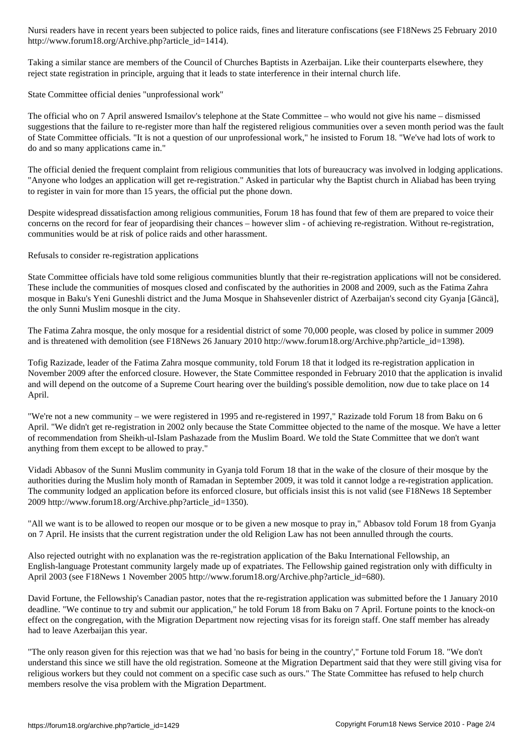Nursi readers have in recent years been subjected to police raids, fines and literature confiscations (see F18News 25 February 2010 http://www.forum18.org/Archive.php?article_id=1414).

Taking a similar stance are members of the Council of Churches Baptists in Azerbaijan. Like their counterparts elsewhere, they reject state registration in principle, arguing that it leads to state interference in their internal church life.

State Committee official denies "unprofessional work"

The official who on 7 April answered Ismailov's telephone at the State Committee – who would not give his name – dismissed suggestions that the failure to re-register more than half the registered religious communities over a seven month period was the fault of State Committee officials. "It is not a question of our unprofessional work," he insisted to Forum 18. "We've had lots of work to do and so many applications came in."

The official denied the frequent complaint from religious communities that lots of bureaucracy was involved in lodging applications. "Anyone who lodges an application will get re-registration." Asked in particular why the Baptist church in Aliabad has been trying to register in vain for more than 15 years, the official put the phone down.

Despite widespread dissatisfaction among religious communities, Forum 18 has found that few of them are prepared to voice their concerns on the record for fear of jeopardising their chances – however slim - of achieving re-registration. Without re-registration, communities would be at risk of police raids and other harassment.

Refusals to consider re-registration applications

State Committee officials have told some religious communities bluntly that their re-registration applications will not be considered. These include the communities of mosques closed and confiscated by the authorities in 2008 and 2009, such as the Fatima Zahra mosque in Baku's Yeni Guneshli district and the Juma Mosque in Shahsevenler district of Azerbaijan's second city Gyanja [Gäncä], the only Sunni Muslim mosque in the city.

The Fatima Zahra mosque, the only mosque for a residential district of some 70,000 people, was closed by police in summer 2009 and is threatened with demolition (see F18News 26 January 2010 http://www.forum18.org/Archive.php?article_id=1398).

Tofig Razizade, leader of the Fatima Zahra mosque community, told Forum 18 that it lodged its re-registration application in November 2009 after the enforced closure. However, the State Committee responded in February 2010 that the application is invalid and will depend on the outcome of a Supreme Court hearing over the building's possible demolition, now due to take place on 14 April.

"We're not a new community – we were registered in 1995 and re-registered in 1997," Razizade told Forum 18 from Baku on 6 April. "We didn't get re-registration in 2002 only because the State Committee objected to the name of the mosque. We have a letter of recommendation from Sheikh-ul-Islam Pashazade from the Muslim Board. We told the State Committee that we don't want anything from them except to be allowed to pray."

Vidadi Abbasov of the Sunni Muslim community in Gyanja told Forum 18 that in the wake of the closure of their mosque by the authorities during the Muslim holy month of Ramadan in September 2009, it was told it cannot lodge a re-registration application. The community lodged an application before its enforced closure, but officials insist this is not valid (see F18News 18 September 2009 http://www.forum18.org/Archive.php?article_id=1350).

"All we want is to be allowed to reopen our mosque or to be given a new mosque to pray in," Abbasov told Forum 18 from Gyanja on 7 April. He insists that the current registration under the old Religion Law has not been annulled through the courts.

Also rejected outright with no explanation was the re-registration application of the Baku International Fellowship, an English-language Protestant community largely made up of expatriates. The Fellowship gained registration only with difficulty in April 2003 (see F18News 1 November 2005 http://www.forum18.org/Archive.php?article_id=680).

David Fortune, the Fellowship's Canadian pastor, notes that the re-registration application was submitted before the 1 January 2010 deadline. "We continue to try and submit our application," he told Forum 18 from Baku on 7 April. Fortune points to the knock-on effect on the congregation, with the Migration Department now rejecting visas for its foreign staff. One staff member has already had to leave Azerbaijan this year.

"The only reason given for this rejection was that we had 'no basis for being in the country'," Fortune told Forum 18. "We don't understand this since we still have the old registration. Someone at the Migration Department said that they were still giving visa for religious workers but they could not comment on a specific case such as ours." The State Committee has refused to help church members resolve the visa problem with the Migration Department.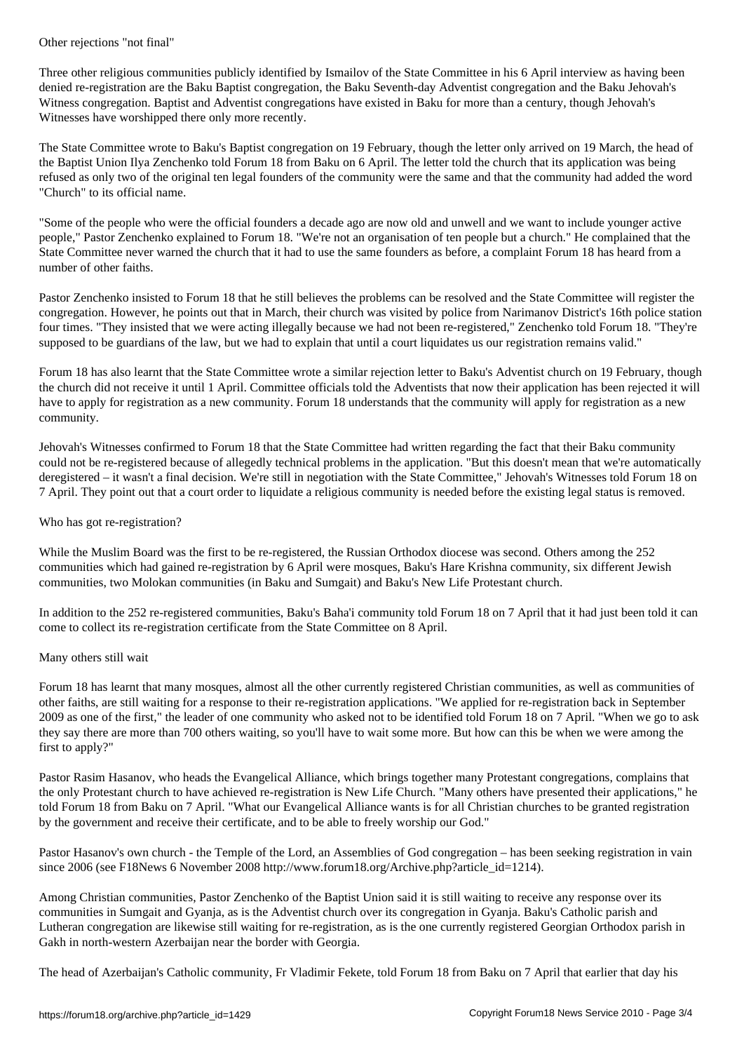Other rejections "not final"

Three other religious communities publicly identified by Ismailov of the State Committee in his 6 April interview as having been denied re-registration are the Baku Baptist congregation, the Baku Seventh-day Adventist congregation and the Baku Jehovah's Witness congregation. Baptist and Adventist congregations have existed in Baku for more than a century, though Jehovah's Witnesses have worshipped there only more recently.

The State Committee wrote to Baku's Baptist congregation on 19 February, though the letter only arrived on 19 March, the head of the Baptist Union Ilya Zenchenko told Forum 18 from Baku on 6 April. The letter told the church that its application was being refused as only two of the original ten legal founders of the community were the same and that the community had added the word "Church" to its official name.

"Some of the people who were the official founders a decade ago are now old and unwell and we want to include younger active people," Pastor Zenchenko explained to Forum 18. "We're not an organisation of ten people but a church." He complained that the State Committee never warned the church that it had to use the same founders as before, a complaint Forum 18 has heard from a number of other faiths.

Pastor Zenchenko insisted to Forum 18 that he still believes the problems can be resolved and the State Committee will register the congregation. However, he points out that in March, their church was visited by police from Narimanov District's 16th police station four times. "They insisted that we were acting illegally because we had not been re-registered," Zenchenko told Forum 18. "They're supposed to be guardians of the law, but we had to explain that until a court liquidates us our registration remains valid."

Forum 18 has also learnt that the State Committee wrote a similar rejection letter to Baku's Adventist church on 19 February, though the church did not receive it until 1 April. Committee officials told the Adventists that now their application has been rejected it will have to apply for registration as a new community. Forum 18 understands that the community will apply for registration as a new community.

Jehovah's Witnesses confirmed to Forum 18 that the State Committee had written regarding the fact that their Baku community could not be re-registered because of allegedly technical problems in the application. "But this doesn't mean that we're automatically deregistered – it wasn't a final decision. We're still in negotiation with the State Committee," Jehovah's Witnesses told Forum 18 on 7 April. They point out that a court order to liquidate a religious community is needed before the existing legal status is removed.

Who has got re-registration?

While the Muslim Board was the first to be re-registered, the Russian Orthodox diocese was second. Others among the 252 communities which had gained re-registration by 6 April were mosques, Baku's Hare Krishna community, six different Jewish communities, two Molokan communities (in Baku and Sumgait) and Baku's New Life Protestant church.

In addition to the 252 re-registered communities, Baku's Baha'i community told Forum 18 on 7 April that it had just been told it can come to collect its re-registration certificate from the State Committee on 8 April.

Many others still wait

Forum 18 has learnt that many mosques, almost all the other currently registered Christian communities, as well as communities of other faiths, are still waiting for a response to their re-registration applications. "We applied for re-registration back in September 2009 as one of the first," the leader of one community who asked not to be identified told Forum 18 on 7 April. "When we go to ask they say there are more than 700 others waiting, so you'll have to wait some more. But how can this be when we were among the first to apply?"

Pastor Rasim Hasanov, who heads the Evangelical Alliance, which brings together many Protestant congregations, complains that the only Protestant church to have achieved re-registration is New Life Church. "Many others have presented their applications," he told Forum 18 from Baku on 7 April. "What our Evangelical Alliance wants is for all Christian churches to be granted registration by the government and receive their certificate, and to be able to freely worship our God."

Pastor Hasanov's own church - the Temple of the Lord, an Assemblies of God congregation – has been seeking registration in vain since 2006 (see F18News 6 November 2008 http://www.forum18.org/Archive.php?article_id=1214).

Among Christian communities, Pastor Zenchenko of the Baptist Union said it is still waiting to receive any response over its communities in Sumgait and Gyanja, as is the Adventist church over its congregation in Gyanja. Baku's Catholic parish and Lutheran congregation are likewise still waiting for re-registration, as is the one currently registered Georgian Orthodox parish in Gakh in north-western Azerbaijan near the border with Georgia.

The head of Azerbaijan's Catholic community, Fr Vladimir Fekete, told Forum 18 from Baku on 7 April that earlier that day his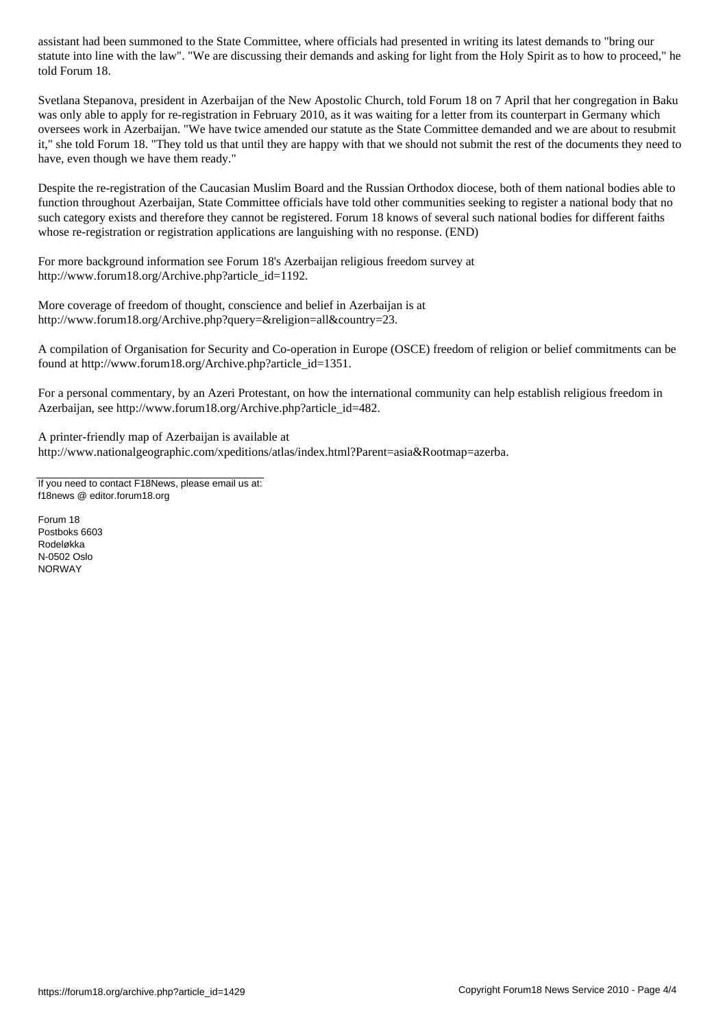assistant had been summoned to the State Committee, where officials had presented in writing its latest demands to "bring our statute into line with the law". "We are discussing their demands and asking for light from the Holy Spirit as to how to proceed," he told Forum 18.

Svetlana Stepanova, president in Azerbaijan of the New Apostolic Church, told Forum 18 on 7 April that her congregation in Baku was only able to apply for re-registration in February 2010, as it was waiting for a letter from its counterpart in Germany which oversees work in Azerbaijan. "We have twice amended our statute as the State Committee demanded and we are about to resubmit it," she told Forum 18. "They told us that until they are happy with that we should not submit the rest of the documents they need to have, even though we have them ready."

Despite the re-registration of the Caucasian Muslim Board and the Russian Orthodox diocese, both of them national bodies able to function throughout Azerbaijan, State Committee officials have told other communities seeking to register a national body that no such category exists and therefore they cannot be registered. Forum 18 knows of several such national bodies for different faiths whose re-registration or registration applications are languishing with no response. (END)

For more background information see Forum 18's Azerbaijan religious freedom survey at http://www.forum18.org/Archive.php?article_id=1192.

More coverage of freedom of thought, conscience and belief in Azerbaijan is at http://www.forum18.org/Archive.php?query=&religion=all&country=23.

A compilation of Organisation for Security and Co-operation in Europe (OSCE) freedom of religion or belief commitments can be found at http://www.forum18.org/Archive.php?article_id=1351.

For a personal commentary, by an Azeri Protestant, on how the international community can help establish religious freedom in Azerbaijan, see http://www.forum18.org/Archive.php?article_id=482.

A printer-friendly map of Azerbaijan is available at http://www.nationalgeographic.com/xpeditions/atlas/index.html?Parent=asia&Rootmap=azerba.

---

If you need to contact F18News, please email us at:
f18news @ editor.forum18.org

Forum 18
Postboks 6603
Rodeløkka
N-0502 Oslo
NORWAY